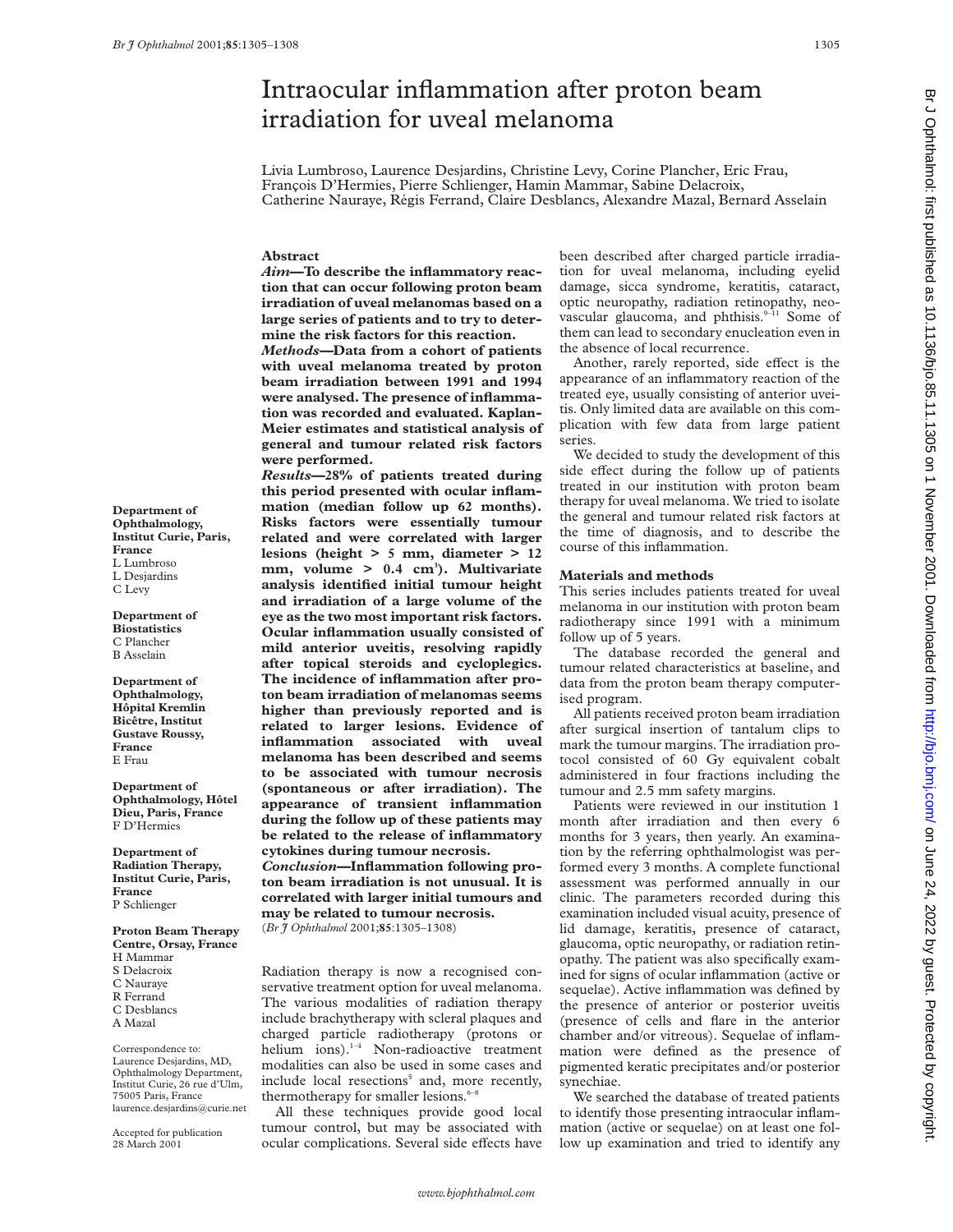# Intraocular inflammation after proton beam irradiation for uveal melanoma

Livia Lumbroso, Laurence Desjardins, Christine Levy, Corine Plancher, Eric Frau, François D'Hermies, Pierre Schlienger, Hamin Mammar, Sabine Delacroix, Catherine Nauraye, Régis Ferrand, Claire Desblancs, Alexandre Mazal, Bernard Asselain

**Department of Ophthalmology, Institut Curie, Paris, France**
L Lumbroso
L Desjardins
C Levy

**Department of Biostatistics**
C Plancher
B Asselain

**Department of Ophthalmology, Hôpital Kremlin Bicêtre, Institut Gustave Roussy, France**
E Frau

**Department of Ophthalmology, Hôtel Dieu, Paris, France**
F D'Hermies

**Department of Radiation Therapy, Institut Curie, Paris, France**
P Schlienger

**Proton Beam Therapy Centre, Orsay, France**
H Mammar
S Delacroix
C Nauraye
R Ferrand
C Desblancs
A Mazal

Correspondence to: Laurence Desjardins, MD, Ophthalmology Department, Institut Curie, 26 rue d'Ulm, 75005 Paris, France
laurence.desjardins@curie.net

Accepted for publication 28 March 2001

## Abstract

***Aim*—To describe the inflammatory reaction that can occur following proton beam irradiation of uveal melanomas based on a large series of patients and to try to determine the risk factors for this reaction.**

***Methods*—Data from a cohort of patients with uveal melanoma treated by proton beam irradiation between 1991 and 1994 were analysed. The presence of inflammation was recorded and evaluated. Kaplan-Meier estimates and statistical analysis of general and tumour related risk factors were performed.**

***Results*—28% of patients treated during this period presented with ocular inflammation (median follow up 62 months). Risks factors were essentially tumour related and were correlated with larger lesions (height > 5 mm, diameter > 12 mm, volume > 0.4 cm$^3$). Multivariate analysis identified initial tumour height and irradiation of a large volume of the eye as the two most important risk factors. Ocular inflammation usually consisted of mild anterior uveitis, resolving rapidly after topical steroids and cycloplegics. The incidence of inflammation after proton beam irradiation of melanomas seems higher than previously reported and is related to larger lesions. Evidence of inflammation associated with uveal melanoma has been described and seems to be associated with tumour necrosis (spontaneous or after irradiation). The appearance of transient inflammation during the follow up of these patients may be related to the release of inflammatory cytokines during tumour necrosis.**

***Conclusion*—Inflammation following proton beam irradiation is not unusual. It is correlated with larger initial tumours and may be related to tumour necrosis.**

(*Br J Ophthalmol* 2001;**85**:1305–1308)

Radiation therapy is now a recognised conservative treatment option for uveal melanoma. The various modalities of radiation therapy include brachytherapy with scleral plaques and charged particle radiotherapy (protons or helium ions).[1–4] Non-radioactive treatment modalities can also be used in some cases and include local resections[5] and, more recently, thermotherapy for smaller lesions.[6–8]

All these techniques provide good local tumour control, but may be associated with ocular complications. Several side effects have been described after charged particle irradiation for uveal melanoma, including eyelid damage, sicca syndrome, keratitis, cataract, optic neuropathy, radiation retinopathy, neovascular glaucoma, and phthisis.[9–11] Some of them can lead to secondary enucleation even in the absence of local recurrence.

Another, rarely reported, side effect is the appearance of an inflammatory reaction of the treated eye, usually consisting of anterior uveitis. Only limited data are available on this complication with few data from large patient series.

We decided to study the development of this side effect during the follow up of patients treated in our institution with proton beam therapy for uveal melanoma. We tried to isolate the general and tumour related risk factors at the time of diagnosis, and to describe the course of this inflammation.

## Materials and methods

This series includes patients treated for uveal melanoma in our institution with proton beam radiotherapy since 1991 with a minimum follow up of 5 years.

The database recorded the general and tumour related characteristics at baseline, and data from the proton beam therapy computerised program.

All patients received proton beam irradiation after surgical insertion of tantalum clips to mark the tumour margins. The irradiation protocol consisted of 60 Gy equivalent cobalt administered in four fractions including the tumour and 2.5 mm safety margins.

Patients were reviewed in our institution 1 month after irradiation and then every 6 months for 3 years, then yearly. An examination by the referring ophthalmologist was performed every 3 months. A complete functional assessment was performed annually in our clinic. The parameters recorded during this examination included visual acuity, presence of lid damage, keratitis, presence of cataract, glaucoma, optic neuropathy, or radiation retinopathy. The patient was also specifically examined for signs of ocular inflammation (active or sequelae). Active inflammation was defined by the presence of anterior or posterior uveitis (presence of cells and flare in the anterior chamber and/or vitreous). Sequelae of inflammation were defined as the presence of pigmented keratic precipitates and/or posterior synechiae.

We searched the database of treated patients to identify those presenting intraocular inflammation (active or sequelae) on at least one follow up examination and tried to identify any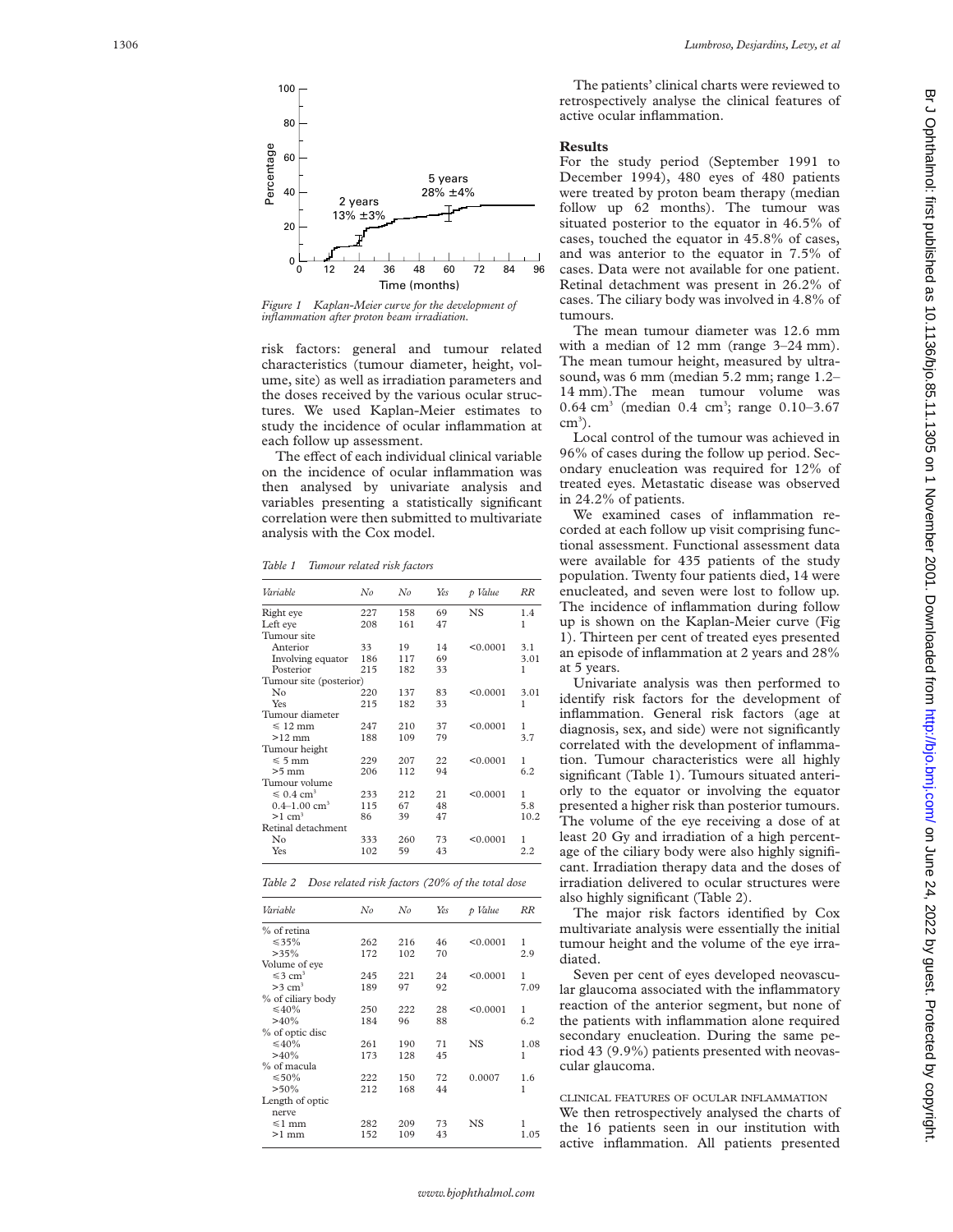Figure 1 Kaplan-Meier curve for the development of inflammation after proton beam irradiation.

risk factors: general and tumour related characteristics (tumour diameter, height, volume, site) as well as irradiation parameters and the doses received by the various ocular structures. We used Kaplan-Meier estimates to study the incidence of ocular inflammation at each follow up assessment.

The effect of each individual clinical variable on the incidence of ocular inflammation was then analysed by univariate analysis and variables presenting a statistically significant correlation were then submitted to multivariate analysis with the Cox model.

*Table 1 Tumour related risk factors*

| Variable | No | No | Yes | p Value | RR |
|---|---|---|---|---|---|
| Right eye | 227 | 158 | 69 | NS | 1.4 |
| Left eye | 208 | 161 | 47 | | 1 |
| Tumour site | | | | | |
| Anterior | 33 | 19 | 14 | <0.0001 | 3.1 |
| Involving equator | 186 | 117 | 69 | | 3.01 |
| Posterior | 215 | 182 | 33 | | 1 |
| Tumour site (posterior) | | | | | |
| No | 220 | 137 | 83 | <0.0001 | 3.01 |
| Yes | 215 | 182 | 33 | | 1 |
| Tumour diameter | | | | | |
| ⩽ 12 mm | 247 | 210 | 37 | <0.0001 | 1 |
| >12 mm | 188 | 109 | 79 | | 3.7 |
| Tumour height | | | | | |
| ⩽ 5 mm | 229 | 207 | 22 | <0.0001 | 1 |
| >5 mm | 206 | 112 | 94 | | 6.2 |
| Tumour volume | | | | | |
| ⩽ 0.4 cm$^3$ | 233 | 212 | 21 | <0.0001 | 1 |
| 0.4–1.00 cm$^3$ | 115 | 67 | 48 | | 5.8 |
| >1 cm$^3$ | 86 | 39 | 47 | | 10.2 |
| Retinal detachment | | | | | |
| No | 333 | 260 | 73 | <0.0001 | 1 |
| Yes | 102 | 59 | 43 | | 2.2 |

*Table 2 Dose related risk factors (20% of the total dose*

| Variable | No | No | Yes | p Value | RR |
|---|---|---|---|---|---|
| % of retina | | | | | |
| ⩽35% | 262 | 216 | 46 | <0.0001 | 1 |
| >35% | 172 | 102 | 70 | | 2.9 |
| Volume of eye | | | | | |
| ⩽3 cm$^3$ | 245 | 221 | 24 | <0.0001 | 1 |
| >3 cm$^3$ | 189 | 97 | 92 | | 7.09 |
| % of ciliary body | | | | | |
| ⩽40% | 250 | 222 | 28 | <0.0001 | 1 |
| >40% | 184 | 96 | 88 | | 6.2 |
| % of optic disc | | | | | |
| ⩽40% | 261 | 190 | 71 | NS | 1.08 |
| >40% | 173 | 128 | 45 | | 1 |
| % of macula | | | | | |
| ⩽50% | 222 | 150 | 72 | 0.0007 | 1.6 |
| >50% | 212 | 168 | 44 | | 1 |
| Length of optic nerve | | | | | |
| ⩽1 mm | 282 | 209 | 73 | NS | 1 |
| >1 mm | 152 | 109 | 43 | | 1.05 |

The patients' clinical charts were reviewed to retrospectively analyse the clinical features of active ocular inflammation.

## Results

For the study period (September 1991 to December 1994), 480 eyes of 480 patients were treated by proton beam therapy (median follow up 62 months). The tumour was situated posterior to the equator in 46.5% of cases, touched the equator in 45.8% of cases, and was anterior to the equator in 7.5% of cases. Data were not available for one patient. Retinal detachment was present in 26.2% of cases. The ciliary body was involved in 4.8% of tumours.

The mean tumour diameter was 12.6 mm with a median of 12 mm (range 3–24 mm). The mean tumour height, measured by ultrasound, was 6 mm (median 5.2 mm; range 1.2–14 mm). The mean tumour volume was 0.64 cm$^3$ (median 0.4 cm$^3$; range 0.10–3.67 cm$^3$).

Local control of the tumour was achieved in 96% of cases during the follow up period. Secondary enucleation was required for 12% of treated eyes. Metastatic disease was observed in 24.2% of patients.

We examined cases of inflammation recorded at each follow up visit comprising functional assessment. Functional assessment data were available for 435 patients of the study population. Twenty four patients died, 14 were enucleated, and seven were lost to follow up. The incidence of inflammation during follow up is shown on the Kaplan-Meier curve (Fig 1). Thirteen per cent of treated eyes presented an episode of inflammation at 2 years and 28% at 5 years.

Univariate analysis was then performed to identify risk factors for the development of inflammation. General risk factors (age at diagnosis, sex, and side) were not significantly correlated with the development of inflammation. Tumour characteristics were all highly significant (Table 1). Tumours situated anteriorly to the equator or involving the equator presented a higher risk than posterior tumours. The volume of the eye receiving a dose of at least 20 Gy and irradiation of a high percentage of the ciliary body were also highly significant. Irradiation therapy data and the doses of irradiation delivered to ocular structures were also highly significant (Table 2).

The major risk factors identified by Cox multivariate analysis were essentially the initial tumour height and the volume of the eye irradiated.

Seven per cent of eyes developed neovascular glaucoma associated with the inflammatory reaction of the anterior segment, but none of the patients with inflammation alone required secondary enucleation. During the same period 43 (9.9%) patients presented with neovascular glaucoma.

### Clinical features of ocular inflammation

We then retrospectively analysed the charts of the 16 patients seen in our institution with active inflammation. All patients presented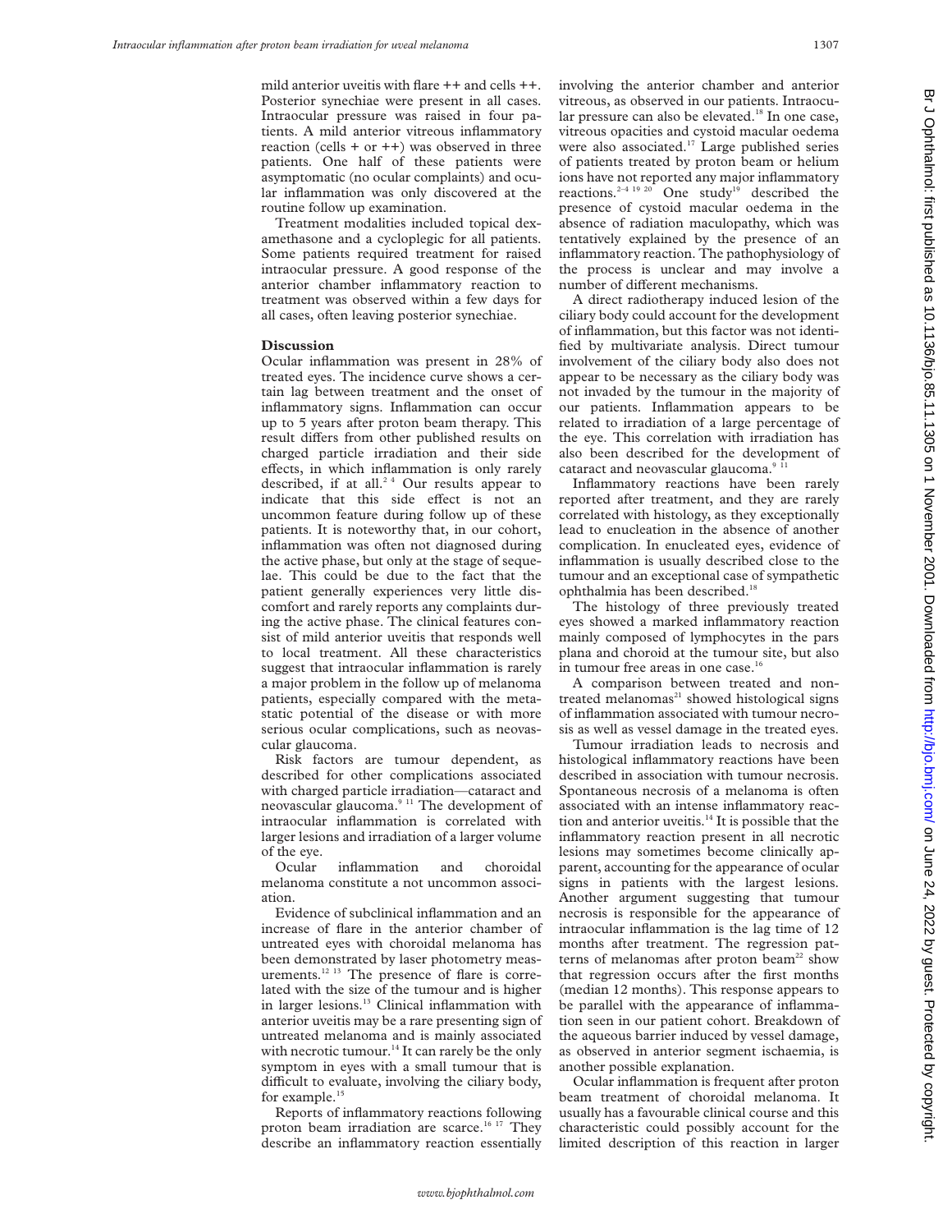mild anterior uveitis with flare ++ and cells ++. Posterior synechiae were present in all cases. Intraocular pressure was raised in four patients. A mild anterior vitreous inflammatory reaction (cells + or ++) was observed in three patients. One half of these patients were asymptomatic (no ocular complaints) and ocular inflammation was only discovered at the routine follow up examination.

Treatment modalities included topical dexamethasone and a cycloplegic for all patients. Some patients required treatment for raised intraocular pressure. A good response of the anterior chamber inflammatory reaction to treatment was observed within a few days for all cases, often leaving posterior synechiae.

## Discussion

Ocular inflammation was present in 28% of treated eyes. The incidence curve shows a certain lag between treatment and the onset of inflammatory signs. Inflammation can occur up to 5 years after proton beam therapy. This result differs from other published results on charged particle irradiation and their side effects, in which inflammation is only rarely described, if at all.[2 4] Our results appear to indicate that this side effect is not an uncommon feature during follow up of these patients. It is noteworthy that, in our cohort, inflammation was often not diagnosed during the active phase, but only at the stage of sequelae. This could be due to the fact that the patient generally experiences very little discomfort and rarely reports any complaints during the active phase. The clinical features consist of mild anterior uveitis that responds well to local treatment. All these characteristics suggest that intraocular inflammation is rarely a major problem in the follow up of melanoma patients, especially compared with the metastatic potential of the disease or with more serious ocular complications, such as neovascular glaucoma.

Risk factors are tumour dependent, as described for other complications associated with charged particle irradiation—cataract and neovascular glaucoma.[9 11] The development of intraocular inflammation is correlated with larger lesions and irradiation of a larger volume of the eye.

Ocular inflammation and choroidal melanoma constitute a not uncommon association.

Evidence of subclinical inflammation and an increase of flare in the anterior chamber of untreated eyes with choroidal melanoma has been demonstrated by laser photometry measurements.[12 13] The presence of flare is correlated with the size of the tumour and is higher in larger lesions.[13] Clinical inflammation with anterior uveitis may be a rare presenting sign of untreated melanoma and is mainly associated with necrotic tumour.[14] It can rarely be the only symptom in eyes with a small tumour that is difficult to evaluate, involving the ciliary body, for example.[15]

Reports of inflammatory reactions following proton beam irradiation are scarce.[16 17] They describe an inflammatory reaction essentially involving the anterior chamber and anterior vitreous, as observed in our patients. Intraocular pressure can also be elevated.[18] In one case, vitreous opacities and cystoid macular oedema were also associated.[17] Large published series of patients treated by proton beam or helium ions have not reported any major inflammatory reactions.[2–4 19 20] One study[19] described the presence of cystoid macular oedema in the absence of radiation maculopathy, which was tentatively explained by the presence of an inflammatory reaction. The pathophysiology of the process is unclear and may involve a number of different mechanisms.

A direct radiotherapy induced lesion of the ciliary body could account for the development of inflammation, but this factor was not identified by multivariate analysis. Direct tumour involvement of the ciliary body also does not appear to be necessary as the ciliary body was not invaded by the tumour in the majority of our patients. Inflammation appears to be related to irradiation of a large percentage of the eye. This correlation with irradiation has also been described for the development of cataract and neovascular glaucoma.[9 11]

Inflammatory reactions have been rarely reported after treatment, and they are rarely correlated with histology, as they exceptionally lead to enucleation in the absence of another complication. In enucleated eyes, evidence of inflammation is usually described close to the tumour and an exceptional case of sympathetic ophthalmia has been described.[18]

The histology of three previously treated eyes showed a marked inflammatory reaction mainly composed of lymphocytes in the pars plana and choroid at the tumour site, but also in tumour free areas in one case.[16]

A comparison between treated and nontreated melanomas[21] showed histological signs of inflammation associated with tumour necrosis as well as vessel damage in the treated eyes.

Tumour irradiation leads to necrosis and histological inflammatory reactions have been described in association with tumour necrosis. Spontaneous necrosis of a melanoma is often associated with an intense inflammatory reaction and anterior uveitis.[14] It is possible that the inflammatory reaction present in all necrotic lesions may sometimes become clinically apparent, accounting for the appearance of ocular signs in patients with the largest lesions. Another argument suggesting that tumour necrosis is responsible for the appearance of intraocular inflammation is the lag time of 12 months after treatment. The regression patterns of melanomas after proton beam[22] show that regression occurs after the first months (median 12 months). This response appears to be parallel with the appearance of inflammation seen in our patient cohort. Breakdown of the aqueous barrier induced by vessel damage, as observed in anterior segment ischaemia, is another possible explanation.

Ocular inflammation is frequent after proton beam treatment of choroidal melanoma. It usually has a favourable clinical course and this characteristic could possibly account for the limited description of this reaction in larger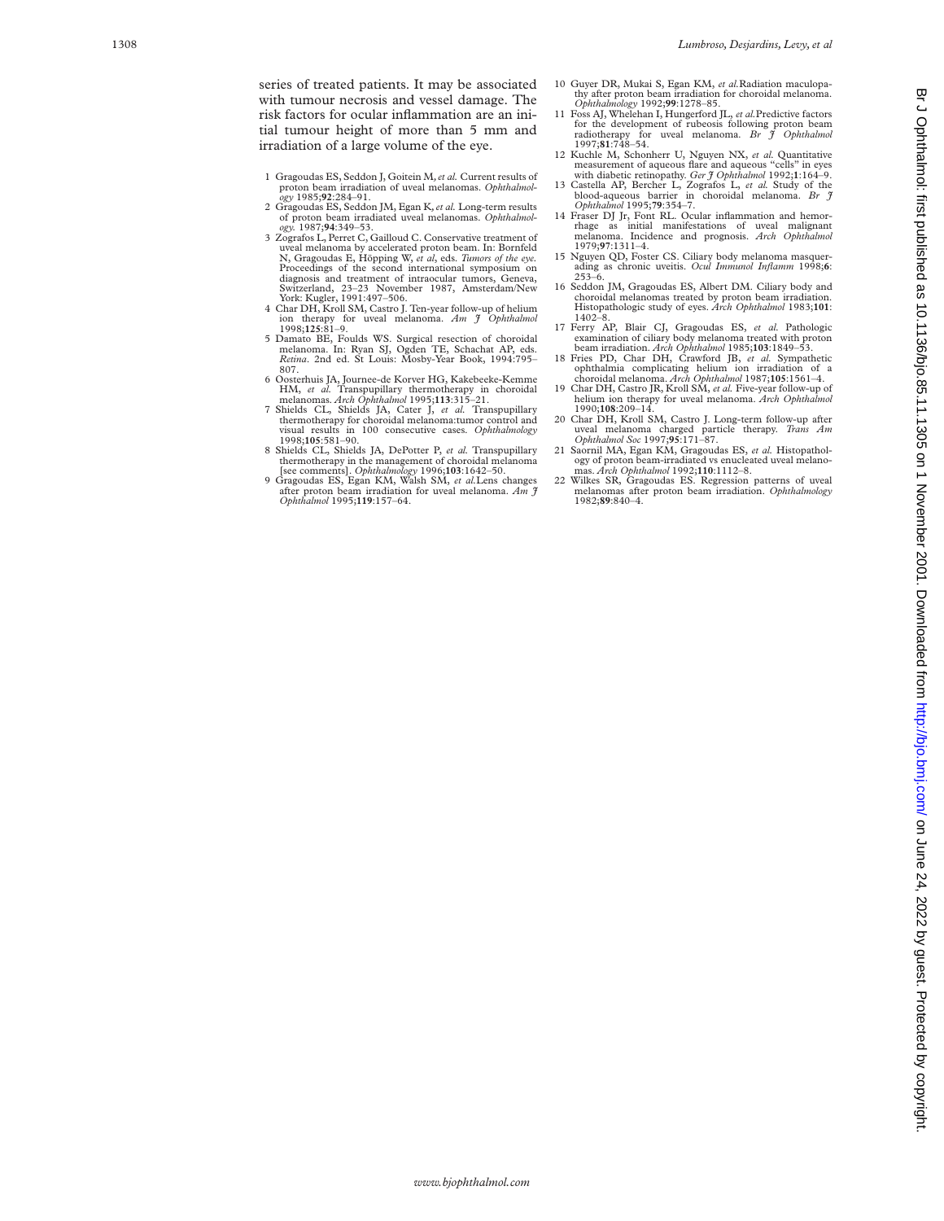series of treated patients. It may be associated with tumour necrosis and vessel damage. The risk factors for ocular inflammation are an initial tumour height of more than 5 mm and irradiation of a large volume of the eye.

1. Gragoudas ES, Seddon J, Goitein M, *et al.* Current results of proton beam irradiation of uveal melanomas. *Ophthalmology* 1985;**92**:284–91.
2. Gragoudas ES, Seddon JM, Egan K, *et al.* Long-term results of proton beam irradiated uveal melanomas. *Ophthalmology.* 1987;**94**:349–53.
3. Zografos L, Perret C, Gailloud C. Conservative treatment of uveal melanoma by accelerated proton beam. In: Bornfeld N, Gragoudas E, Höpping W, *et al*, eds. *Tumors of the eye.* Proceedings of the second international symposium on diagnosis and treatment of intraocular tumors, Geneva, Switzerland, 23–23 November 1987, Amsterdam/New York: Kugler, 1991:497–506.
4. Char DH, Kroll SM, Castro J. Ten-year follow-up of helium ion therapy for uveal melanoma. *Am J Ophthalmol* 1998;**125**:81–9.
5. Damato BE, Foulds WS. Surgical resection of choroidal melanoma. In: Ryan SJ, Ogden TE, Schachat AP, eds. *Retina*. 2nd ed. St Louis: Mosby-Year Book, 1994:795–807.
6. Oosterhuis JA, Journee-de Korver HG, Kakebeeke-Kemme HM, *et al.* Transpupillary thermotherapy in choroidal melanomas. *Arch Ophthalmol* 1995;**113**:315–21.
7. Shields CL, Shields JA, Cater J, *et al.* Transpupillary thermotherapy for choroidal melanoma:tumor control and visual results in 100 consecutive cases. *Ophthalmology* 1998;**105**:581–90.
8. Shields CL, Shields JA, DePotter P, *et al.* Transpupillary thermotherapy in the management of choroidal melanoma [see comments]. *Ophthalmology* 1996;**103**:1642–50.
9. Gragoudas ES, Egan KM, Walsh SM, *et al.*Lens changes after proton beam irradiation for uveal melanoma. *Am J Ophthalmol* 1995;**119**:157–64.
10. Guyer DR, Mukai S, Egan KM, *et al.*Radiation maculopathy after proton beam irradiation for choroidal melanoma. *Ophthalmology* 1992;**99**:1278–85.
11. Foss AJ, Whelehan I, Hungerford JL, *et al.*Predictive factors for the development of rubeosis following proton beam radiotherapy for uveal melanoma. *Br J Ophthalmol* 1997;**81**:748–54.
12. Kuchle M, Schonherr U, Nguyen NX, *et al.* Quantitative measurement of aqueous flare and aqueous "cells" in eyes with diabetic retinopathy. *Ger J Ophthalmol* 1992;**1**:164–9.
13. Castella AP, Bercher L, Zografos L, *et al.* Study of the blood-aqueous barrier in choroidal melanoma. *Br J Ophthalmol* 1995;**79**:354–7.
14. Fraser DJ Jr, Font RL. Ocular inflammation and hemorrhage as initial manifestations of uveal malignant melanoma. Incidence and prognosis. *Arch Ophthalmol* 1979;**97**:1311–4.
15. Nguyen QD, Foster CS. Ciliary body melanoma masquerading as chronic uveitis. *Ocul Immunol Inflamm* 1998;**6**:253–6.
16. Seddon JM, Gragoudas ES, Albert DM. Ciliary body and choroidal melanomas treated by proton beam irradiation. Histopathologic study of eyes. *Arch Ophthalmol* 1983;**101**:1402–8.
17. Ferry AP, Blair CJ, Gragoudas ES, *et al.* Pathologic examination of ciliary body melanoma treated with proton beam irradiation. *Arch Ophthalmol* 1985;**103**:1849–53.
18. Fries PD, Char DH, Crawford JB, *et al.* Sympathetic ophthalmia complicating helium ion irradiation of a choroidal melanoma. *Arch Ophthalmol* 1987;**105**:1561–4.
19. Char DH, Castro JR, Kroll SM, *et al.* Five-year follow-up of helium ion therapy for uveal melanoma. *Arch Ophthalmol* 1990;**108**:209–14.
20. Char DH, Kroll SM, Castro J. Long-term follow-up after uveal melanoma charged particle therapy. *Trans Am Ophthalmol Soc* 1997;**95**:171–87.
21. Saornil MA, Egan KM, Gragoudas ES, *et al.* Histopathology of proton beam-irradiated vs enucleated uveal melanomas. *Arch Ophthalmol* 1992;**110**:1112–8.
22. Wilkes SR, Gragoudas ES. Regression patterns of uveal melanomas after proton beam irradiation. *Ophthalmology* 1982;**89**:840–4.